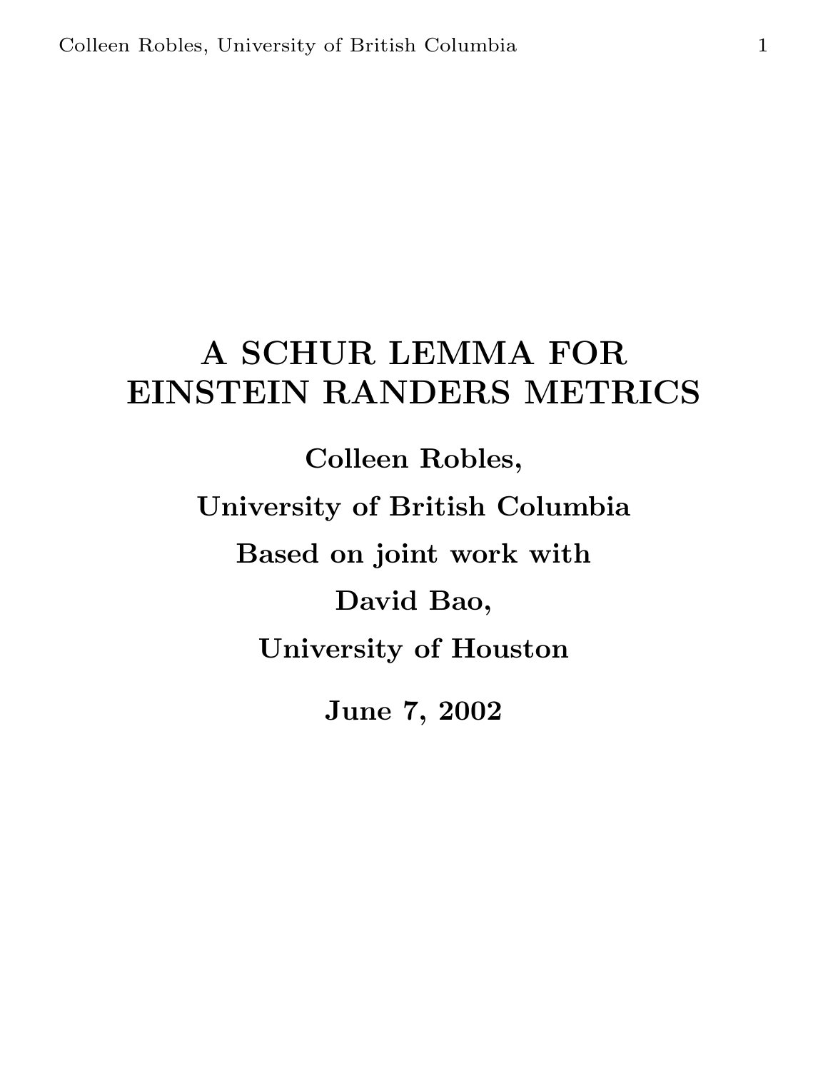# A SCHUR LEMMA FOR EINSTEIN RANDERS METRICS

**Colleen Robles,**

**University of British Columbia**

**Based on joint work with**

**David Bao,**

**University of Houston**

**June 7, 2002**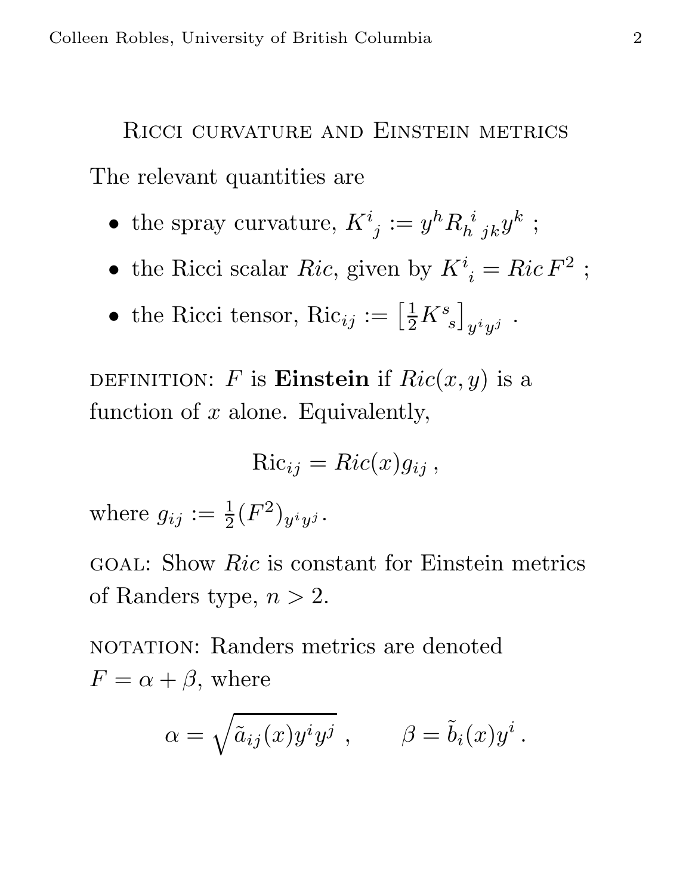## Ricci curvature and Einstein metrics

The relevant quantities are

- the spray curvature, $K^i{}_j := y^h R_h{}^i{}_{jk} y^k$ ;
- the Ricci scalar *Ric*, given by $K^i{}_i = Ric\, F^2$ ;
- the Ricci tensor, $\mathrm{Ric}_{ij} := \left[\frac{1}{2} K^s{}_s\right]_{y^i y^j}$ .

DEFINITION: $F$ is **Einstein** if $Ric(x,y)$ is a function of $x$ alone. Equivalently,

$$\mathrm{Ric}_{ij} = Ric(x) g_{ij} \,,$$

where $g_{ij} := \frac{1}{2}(F^2)_{y^i y^j}$.

GOAL: Show *Ric* is constant for Einstein metrics of Randers type, $n > 2$.

NOTATION: Randers metrics are denoted $F = \alpha + \beta$, where

$$\alpha = \sqrt{\tilde{a}_{ij}(x) y^i y^j} \,, \qquad \beta = \tilde{b}_i(x) y^i \,.$$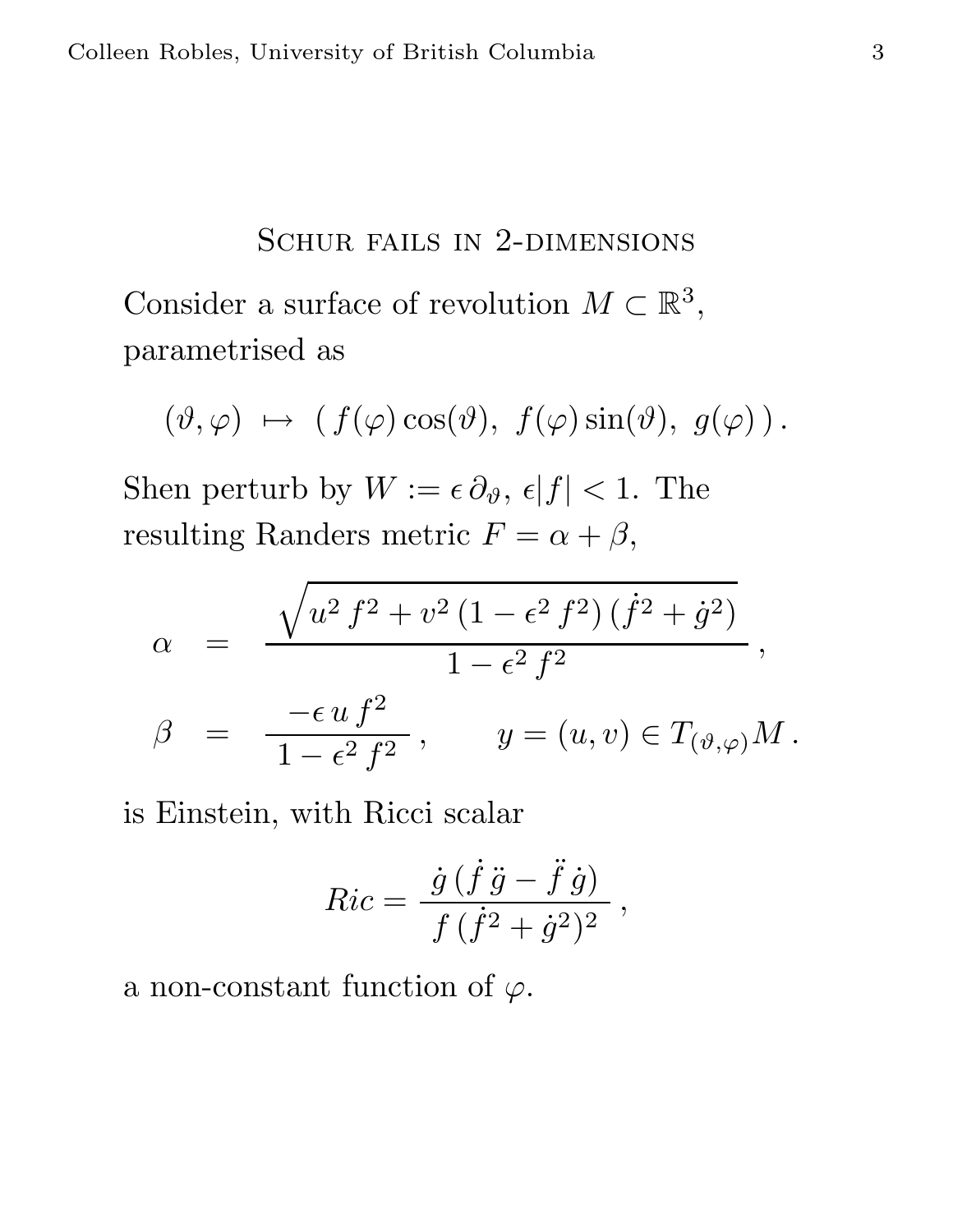## Schur fails in 2-dimensions

Consider a surface of revolution $M \subset \mathbb{R}^3$, parametrised as

$$(\vartheta, \varphi) \ \mapsto \ (\, f(\varphi)\cos(\vartheta),\ f(\varphi)\sin(\vartheta),\ g(\varphi)\,)\,.$$

Shen perturb by $W := \epsilon\,\partial_\vartheta$, $\epsilon|f| < 1$. The resulting Randers metric $F = \alpha + \beta$,

$$\begin{aligned} \alpha &= \frac{\sqrt{u^2\, f^2 + v^2\,(1-\epsilon^2\, f^2)\,(\dot{f}^2 + \dot{g}^2)}}{1-\epsilon^2\, f^2}\,, \\ \beta &= \frac{-\epsilon\, u\, f^2}{1-\epsilon^2\, f^2}\,, \qquad y = (u,v) \in T_{(\vartheta,\varphi)}M\,. \end{aligned}$$

is Einstein, with Ricci scalar

$$Ric = \frac{\dot{g}\,(\dot{f}\,\ddot{g} - \ddot{f}\,\dot{g})}{f\,(\dot{f}^2 + \dot{g}^2)^2}\,,$$

a non-constant function of $\varphi$.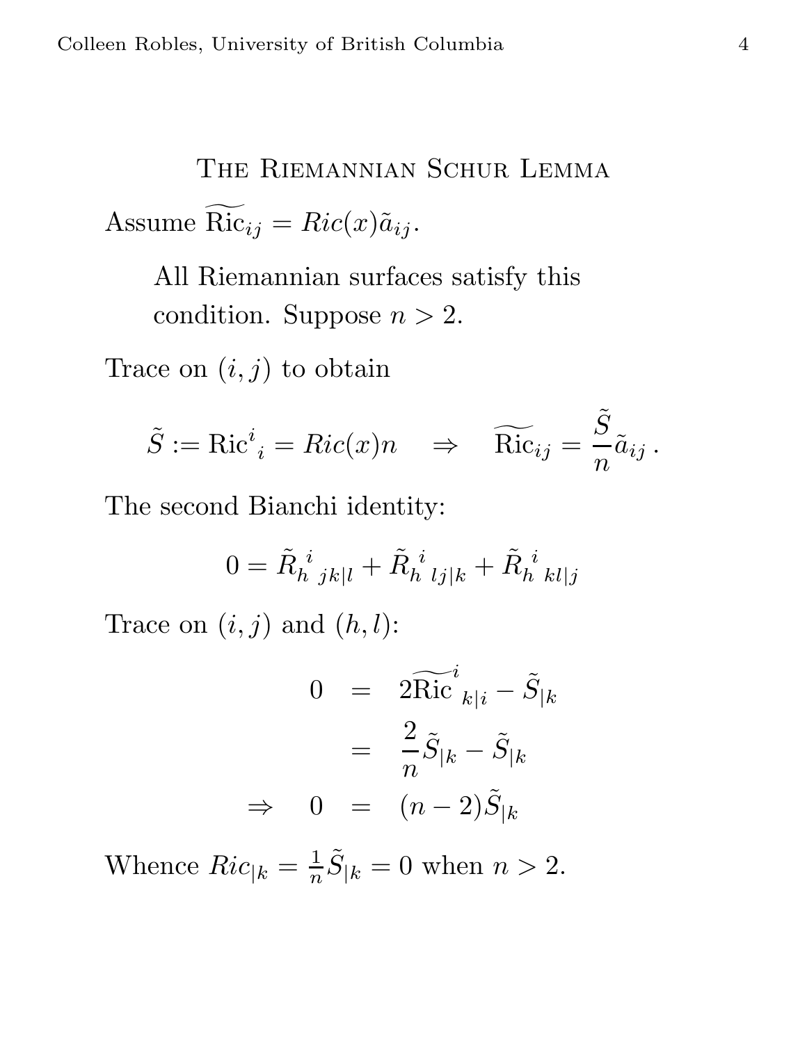## The Riemannian Schur Lemma

Assume $\widetilde{\mathrm{Ric}}_{ij} = Ric(x)\tilde{a}_{ij}$.

> All Riemannian surfaces satisfy this condition. Suppose $n > 2$.

Trace on $(i,j)$ to obtain

$$\tilde{S} := \mathrm{Ric}^i{}_i = Ric(x)n \quad \Rightarrow \quad \widetilde{\mathrm{Ric}}_{ij} = \frac{\tilde{S}}{n}\tilde{a}_{ij}\,.$$

The second Bianchi identity:

$$0 = \tilde{R}_h{}^i{}_{jk|l} + \tilde{R}_h{}^i{}_{lj|k} + \tilde{R}_h{}^i{}_{kl|j}$$

Trace on $(i,j)$ and $(h,l)$:

$$\begin{aligned} 0 &= 2\widetilde{\mathrm{Ric}}^i{}_{k|i} - \tilde{S}_{|k} \\ &= \frac{2}{n}\tilde{S}_{|k} - \tilde{S}_{|k} \\ \Rightarrow \quad 0 &= (n-2)\tilde{S}_{|k} \end{aligned}$$

Whence $Ric_{|k} = \frac{1}{n}\tilde{S}_{|k} = 0$ when $n > 2$.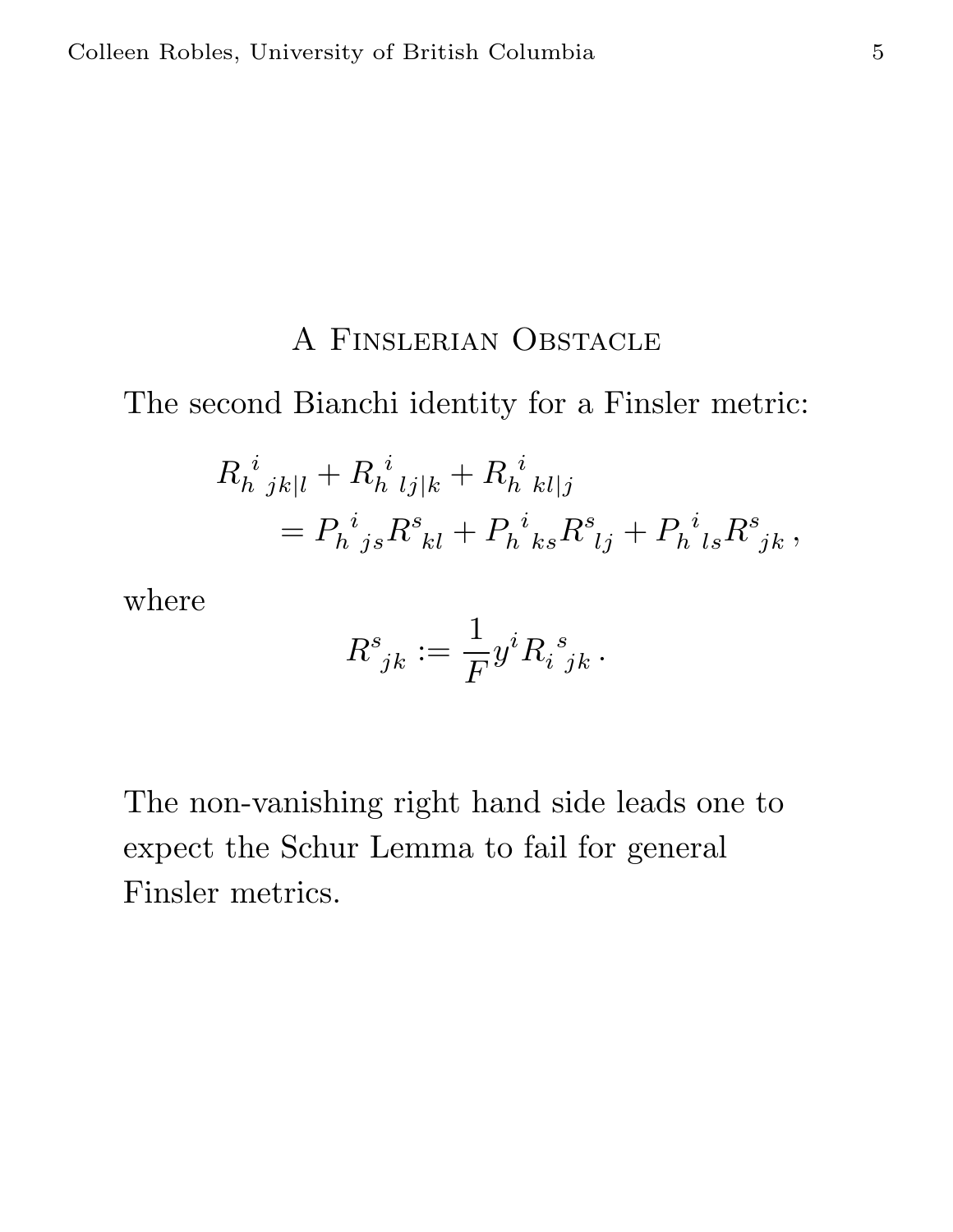## A Finslerian Obstacle

The second Bianchi identity for a Finsler metric:

$$
\begin{aligned}
R_{h\ \ jk|l}^{\ i} &+ R_{h\ \ lj|k}^{\ i} + R_{h\ \ kl|j}^{\ i} \\
&= P_{h\ \ js}^{\ i} R^{s}{}_{kl} + P_{h\ \ ks}^{\ i} R^{s}{}_{lj} + P_{h\ \ ls}^{\ i} R^{s}{}_{jk} \,,
\end{aligned}
$$

where

$$
R^{s}{}_{jk} := \frac{1}{F} y^{i} R_{i\ \ jk}^{\ s} \,.
$$

The non-vanishing right hand side leads one to expect the Schur Lemma to fail for general Finsler metrics.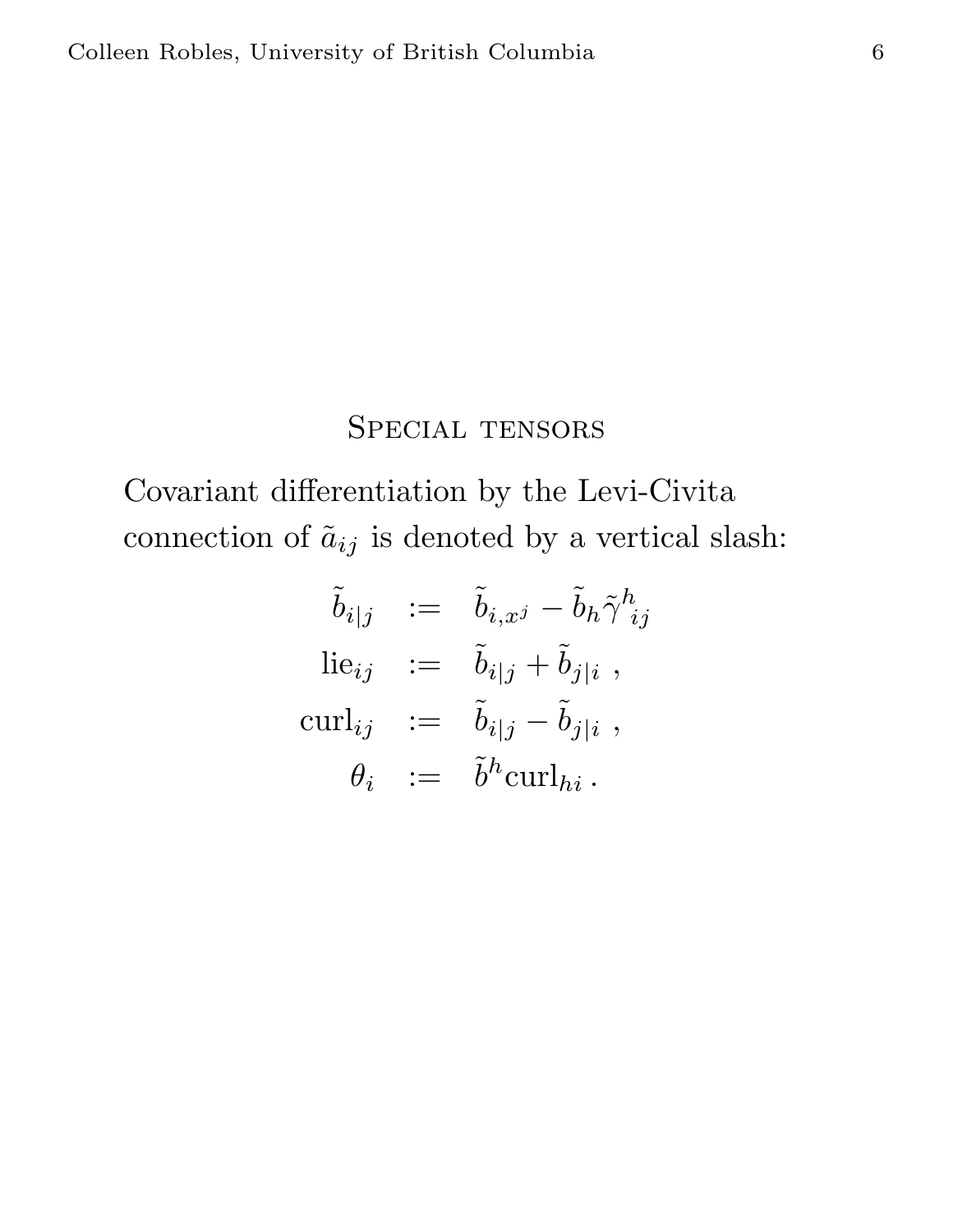## Special tensors

Covariant differentiation by the Levi-Civita connection of $\tilde{a}_{ij}$ is denoted by a vertical slash:

$$
\begin{aligned}
\tilde{b}_{i|j} &:= \tilde{b}_{i,x^j} - \tilde{b}_h \tilde{\gamma}^h{}_{ij} \\
\mathrm{lie}_{ij} &:= \tilde{b}_{i|j} + \tilde{b}_{j|i} \ , \\
\mathrm{curl}_{ij} &:= \tilde{b}_{i|j} - \tilde{b}_{j|i} \ , \\
\theta_i &:= \tilde{b}^h \mathrm{curl}_{hi} \, .
\end{aligned}
$$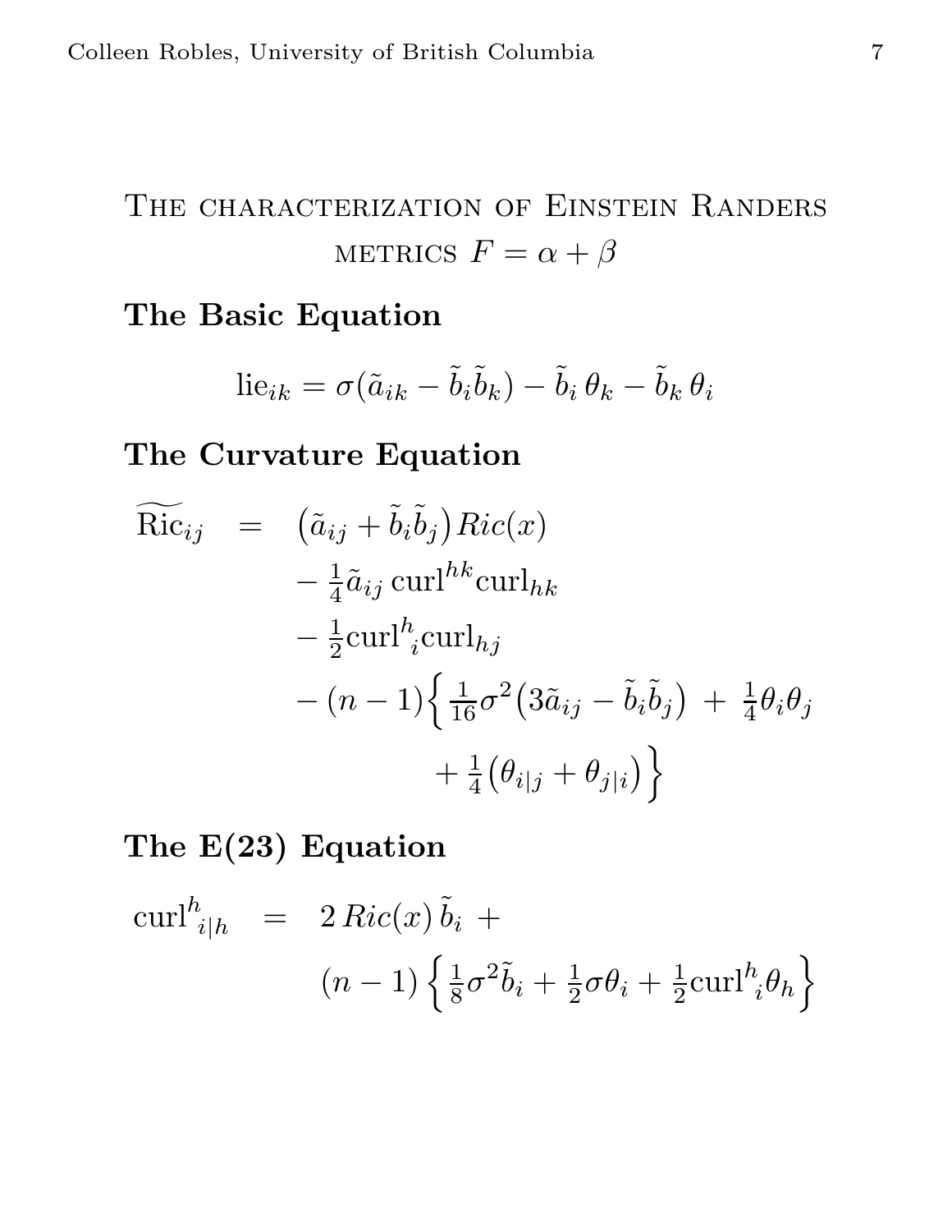# The characterization of Einstein Randers metrics $F = \alpha + \beta$

## The Basic Equation

$$\text{lie}_{ik} = \sigma(\tilde{a}_{ik} - \tilde{b}_i \tilde{b}_k) - \tilde{b}_i \, \theta_k - \tilde{b}_k \, \theta_i$$

## The Curvature Equation

$$\begin{aligned}
\widetilde{\text{Ric}}_{ij} \;\; = \;\; & \big(\tilde{a}_{ij} + \tilde{b}_i \tilde{b}_j\big) Ric(x) \\
& - \tfrac{1}{4} \tilde{a}_{ij} \, \text{curl}^{hk} \text{curl}_{hk} \\
& - \tfrac{1}{2} \text{curl}^h{}_i \text{curl}_{hj} \\
& - (n-1) \Big\{ \tfrac{1}{16} \sigma^2 \big(3\tilde{a}_{ij} - \tilde{b}_i \tilde{b}_j\big) \; + \; \tfrac{1}{4} \theta_i \theta_j \\
& \qquad\qquad + \tfrac{1}{4} \big(\theta_{i|j} + \theta_{j|i}\big) \Big\}
\end{aligned}$$

## The E(23) Equation

$$\begin{aligned}
\text{curl}^h{}_{i|h} \;\; = \;\; & 2 \, Ric(x) \, \tilde{b}_i \; + \\
& (n-1) \left\{ \tfrac{1}{8} \sigma^2 \tilde{b}_i + \tfrac{1}{2} \sigma \theta_i + \tfrac{1}{2} \text{curl}^h{}_i \theta_h \right\}
\end{aligned}$$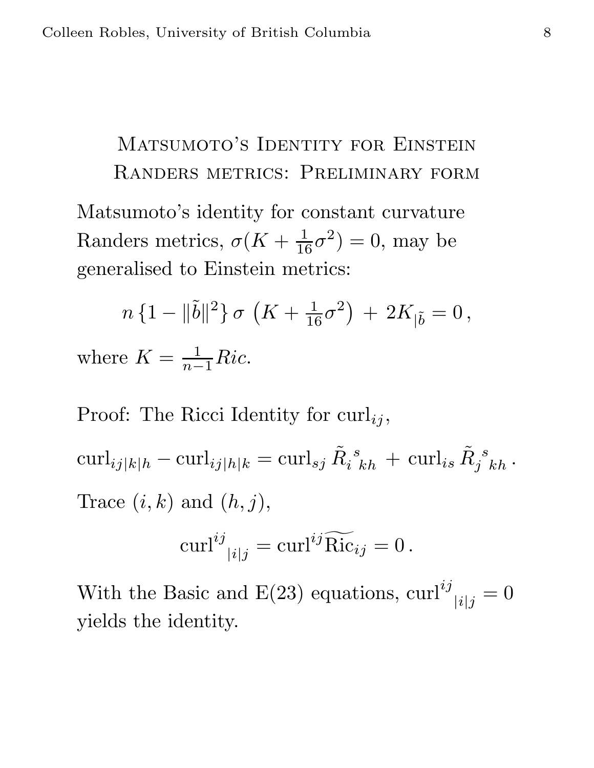# Matsumoto's Identity for Einstein Randers metrics: Preliminary form

Matsumoto's identity for constant curvature Randers metrics, $\sigma(K + \frac{1}{16}\sigma^2) = 0$, may be generalised to Einstein metrics:

$$n \{1 - \|\tilde{b}\|^2\} \, \sigma \, \left(K + \tfrac{1}{16}\sigma^2\right) \, + \, 2K_{|\tilde{b}} = 0 \, ,$$

where $K = \frac{1}{n-1} Ric$.

Proof: The Ricci Identity for $\mathrm{curl}_{ij}$,

$$\mathrm{curl}_{ij|k|h} - \mathrm{curl}_{ij|h|k} = \mathrm{curl}_{sj} \, \tilde{R}_i{}^s{}_{kh} \, + \, \mathrm{curl}_{is} \, \tilde{R}_j{}^s{}_{kh} \, .$$

Trace $(i, k)$ and $(h, j)$,

$$\mathrm{curl}^{ij}{}_{|i|j} = \mathrm{curl}^{ij} \widetilde{\mathrm{Ric}}_{ij} = 0 \, .$$

With the Basic and E(23) equations, $\mathrm{curl}^{ij}{}_{|i|j} = 0$ yields the identity.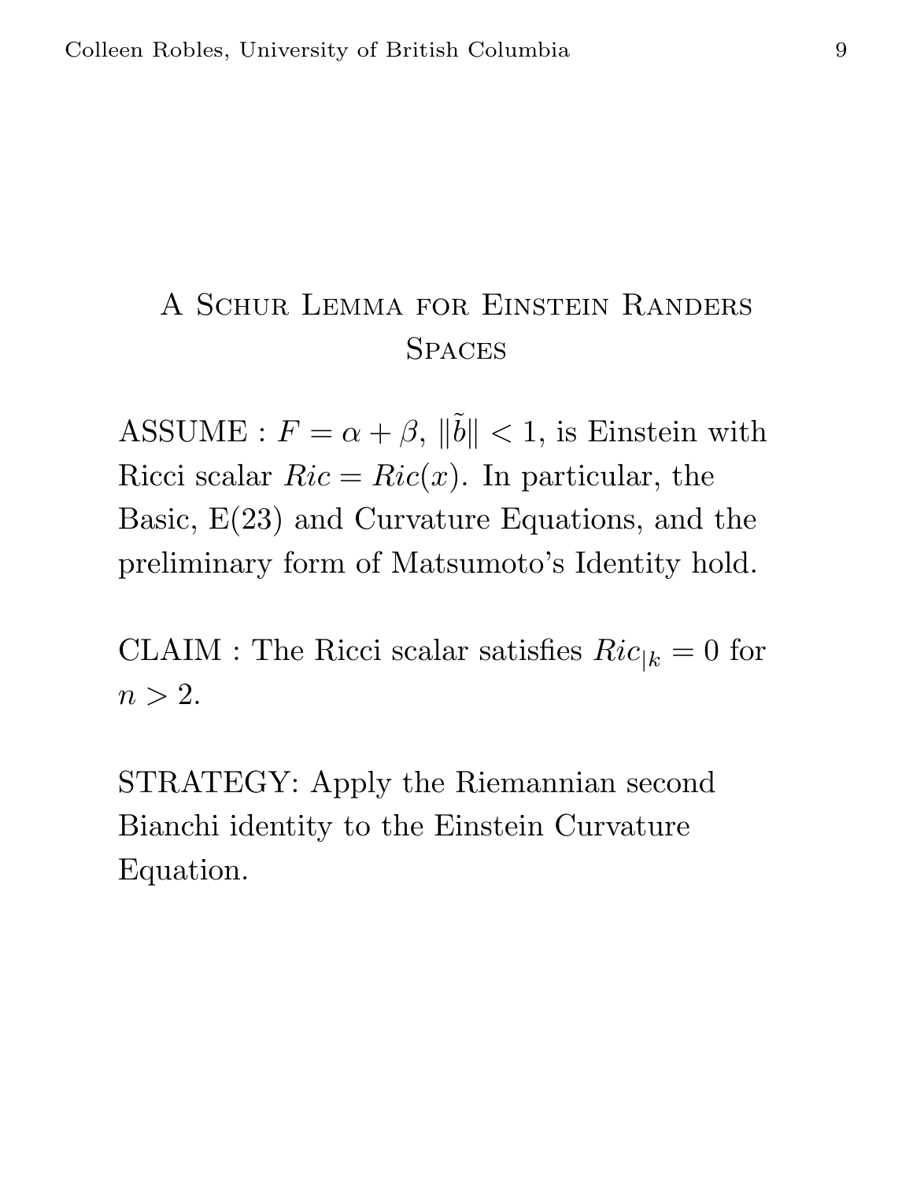# A Schur Lemma for Einstein Randers Spaces

ASSUME : $F = \alpha + \beta$, $\|\tilde{b}\| < 1$, is Einstein with Ricci scalar $Ric = Ric(x)$. In particular, the Basic, E(23) and Curvature Equations, and the preliminary form of Matsumoto's Identity hold.

CLAIM : The Ricci scalar satisfies $Ric_{|k} = 0$ for $n > 2$.

STRATEGY: Apply the Riemannian second Bianchi identity to the Einstein Curvature Equation.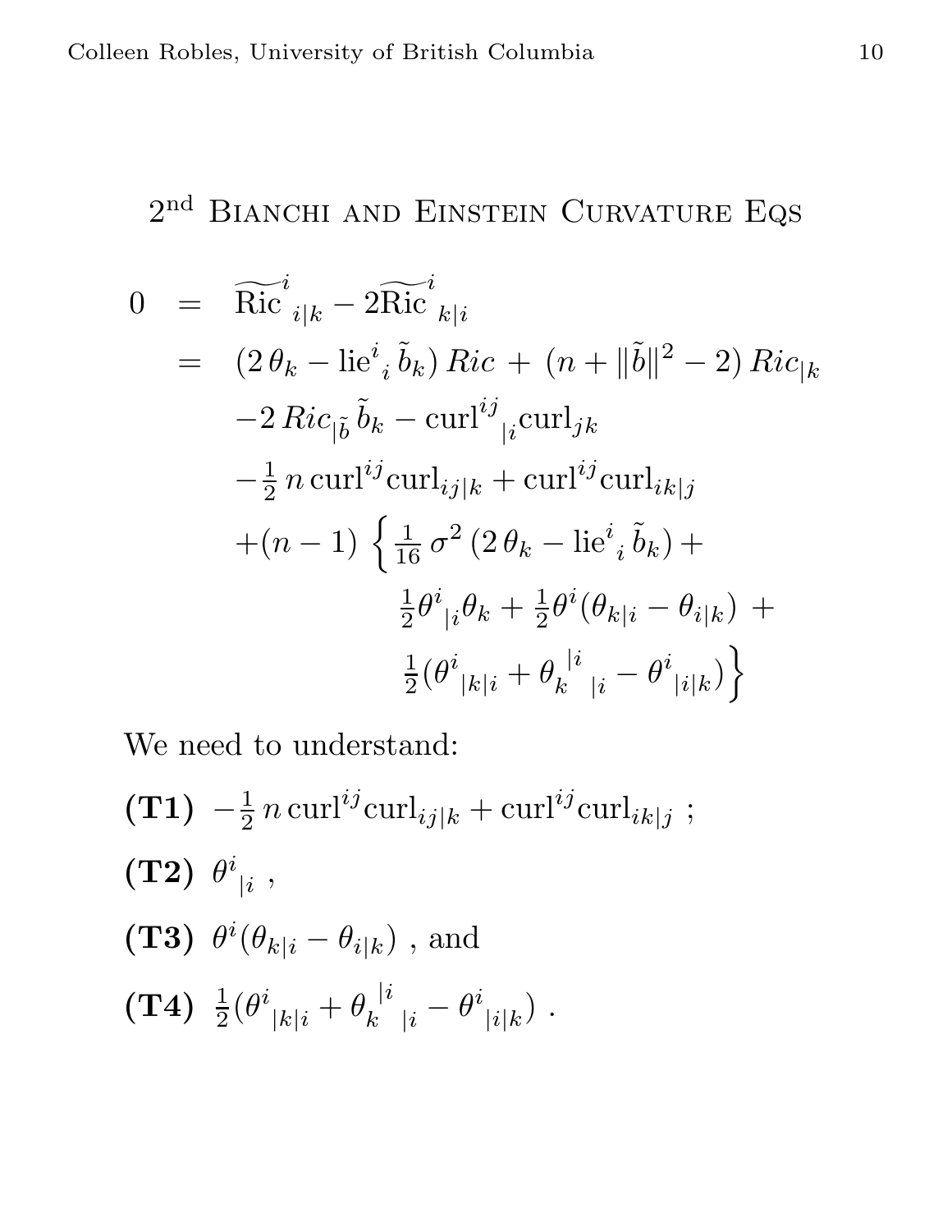## 2<sup>nd</sup> Bianchi and Einstein Curvature Eqs

$$
\begin{aligned}
0 &= \widetilde{\mathrm{Ric}}^{i}{}_{i|k} - 2\widetilde{\mathrm{Ric}}^{i}{}_{k|i} \\
&= (2\,\theta_k - \mathrm{lie}^{i}{}_{i}\,\tilde{b}_k)\,Ric \,+\, (n + \|\tilde{b}\|^2 - 2)\,Ric_{|k} \\
&\quad -2\,Ric_{|\tilde{b}}\,\tilde{b}_k - \mathrm{curl}^{ij}{}_{|i}\mathrm{curl}_{jk} \\
&\quad -\tfrac{1}{2}\,n\,\mathrm{curl}^{ij}\mathrm{curl}_{ij|k} + \mathrm{curl}^{ij}\mathrm{curl}_{ik|j} \\
&\quad +(n-1)\,\Big\{ \tfrac{1}{16}\,\sigma^2\,(2\,\theta_k - \mathrm{lie}^{i}{}_{i}\,\tilde{b}_k) + \\
&\qquad\qquad \tfrac{1}{2}\theta^{i}{}_{|i}\theta_k + \tfrac{1}{2}\theta^{i}(\theta_{k|i} - \theta_{i|k}) \,+ \\
&\qquad\qquad \tfrac{1}{2}(\theta^{i}{}_{|k|i} + \theta_{k}{}^{|i}{}_{|i} - \theta^{i}{}_{|i|k}) \Big\}
\end{aligned}
$$

We need to understand:

**(T1)** $-\frac{1}{2}\,n\,\mathrm{curl}^{ij}\mathrm{curl}_{ij|k} + \mathrm{curl}^{ij}\mathrm{curl}_{ik|j}$ ;

**(T2)** $\theta^{i}{}_{|i}$ ,

**(T3)** $\theta^{i}(\theta_{k|i} - \theta_{i|k})$ , and

**(T4)** $\frac{1}{2}(\theta^{i}{}_{|k|i} + \theta_{k}{}^{|i}{}_{|i} - \theta^{i}{}_{|i|k})$ .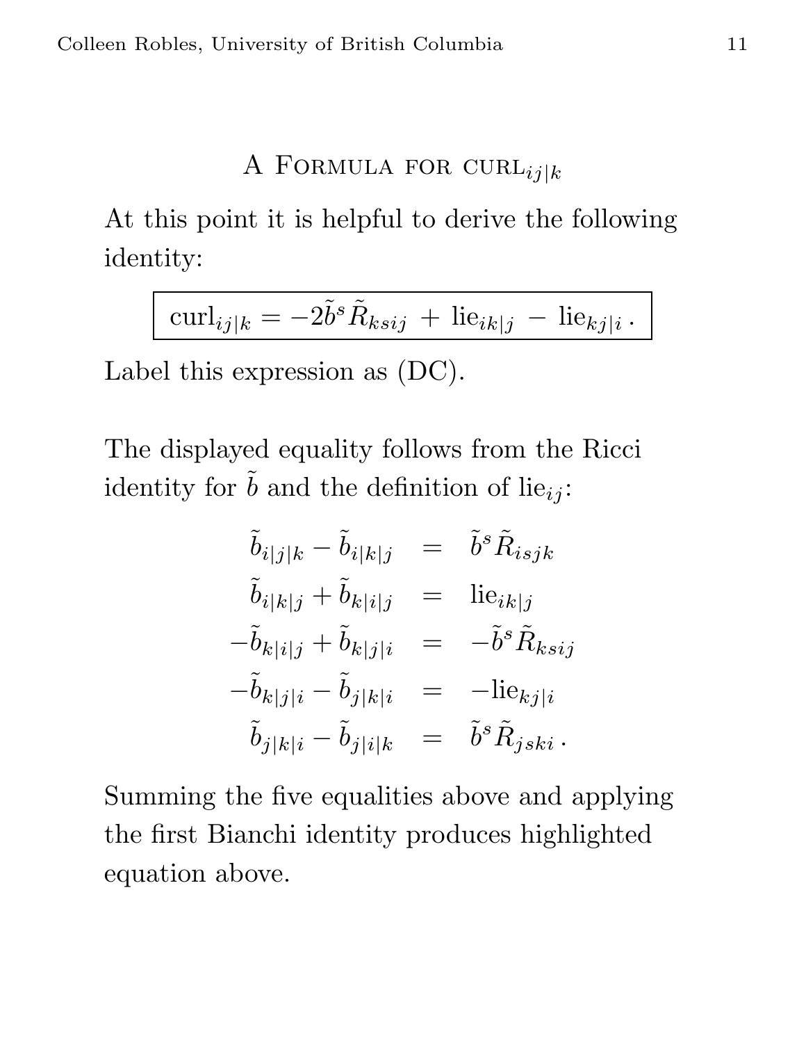## A Formula for $\mathrm{curl}_{ij|k}$

At this point it is helpful to derive the following identity:

$$
\boxed{\mathrm{curl}_{ij|k} = -2\tilde{b}^s \tilde{R}_{ksij} \, + \, \mathrm{lie}_{ik|j} \, - \, \mathrm{lie}_{kj|i} \, .}
$$

Label this expression as (DC).

The displayed equality follows from the Ricci identity for $\tilde{b}$ and the definition of $\mathrm{lie}_{ij}$:

$$
\begin{array}{rcl}
\tilde{b}_{i|j|k} - \tilde{b}_{i|k|j} & = & \tilde{b}^s \tilde{R}_{isjk} \\
\tilde{b}_{i|k|j} + \tilde{b}_{k|i|j} & = & \mathrm{lie}_{ik|j} \\
-\tilde{b}_{k|i|j} + \tilde{b}_{k|j|i} & = & -\tilde{b}^s \tilde{R}_{ksij} \\
-\tilde{b}_{k|j|i} - \tilde{b}_{j|k|i} & = & -\mathrm{lie}_{kj|i} \\
\tilde{b}_{j|k|i} - \tilde{b}_{j|i|k} & = & \tilde{b}^s \tilde{R}_{jski} \, .
\end{array}
$$

Summing the five equalities above and applying the first Bianchi identity produces highlighted equation above.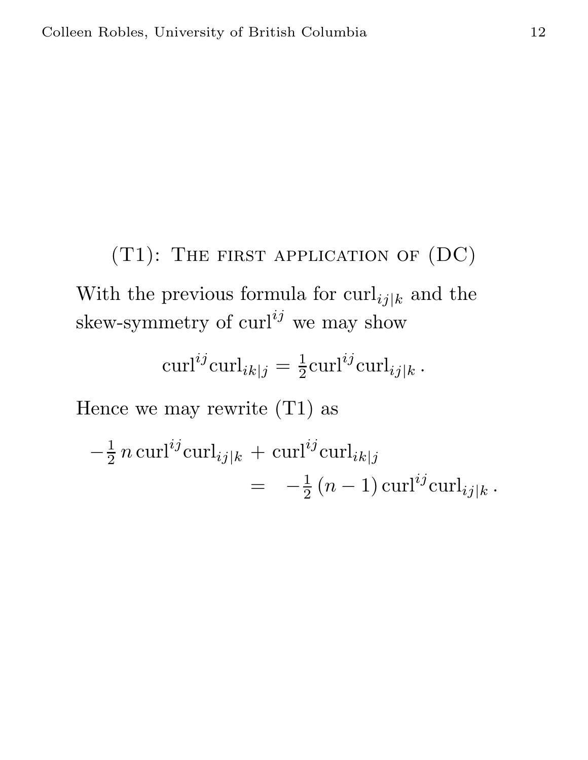## (T1): The first application of (DC)

With the previous formula for $\mathrm{curl}_{ij|k}$ and the skew-symmetry of $\mathrm{curl}^{ij}$ we may show

$$\mathrm{curl}^{ij}\mathrm{curl}_{ik|j} = \tfrac{1}{2}\mathrm{curl}^{ij}\mathrm{curl}_{ij|k}\,.$$

Hence we may rewrite (T1) as

$$\begin{aligned} -\tfrac{1}{2}\, n\, \mathrm{curl}^{ij}\mathrm{curl}_{ij|k} \,&+\, \mathrm{curl}^{ij}\mathrm{curl}_{ik|j} \\ &= \quad -\tfrac{1}{2}\,(n-1)\,\mathrm{curl}^{ij}\mathrm{curl}_{ij|k}\,. \end{aligned}$$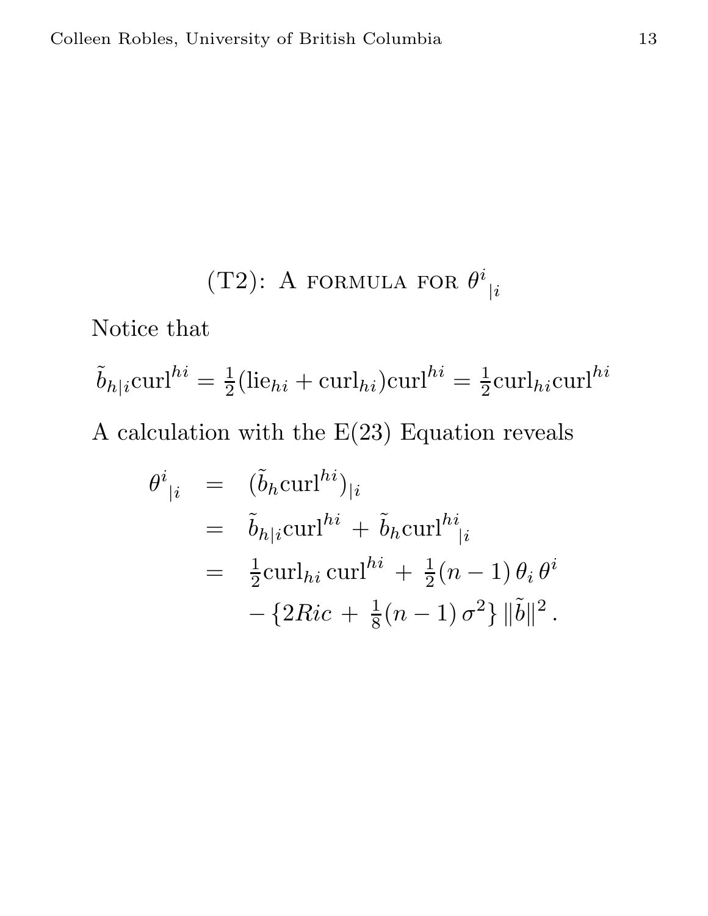## (T2): A formula for ${\theta^i}_{|i}$

Notice that

$$\tilde{b}_{h|i}\mathrm{curl}^{hi} = \tfrac{1}{2}(\mathrm{lie}_{hi} + \mathrm{curl}_{hi})\mathrm{curl}^{hi} = \tfrac{1}{2}\mathrm{curl}_{hi}\mathrm{curl}^{hi}$$

A calculation with the E(23) Equation reveals

$$
\begin{aligned}
{\theta^i}_{|i} &= (\tilde{b}_h \mathrm{curl}^{hi})_{|i} \\
&= \tilde{b}_{h|i}\mathrm{curl}^{hi} + \tilde{b}_h {\mathrm{curl}^{hi}}_{|i} \\
&= \tfrac{1}{2}\mathrm{curl}_{hi}\,\mathrm{curl}^{hi} + \tfrac{1}{2}(n-1)\,\theta_i\,\theta^i \\
&\qquad - \{2Ric + \tfrac{1}{8}(n-1)\,\sigma^2\}\,\|\tilde{b}\|^2 .
\end{aligned}
$$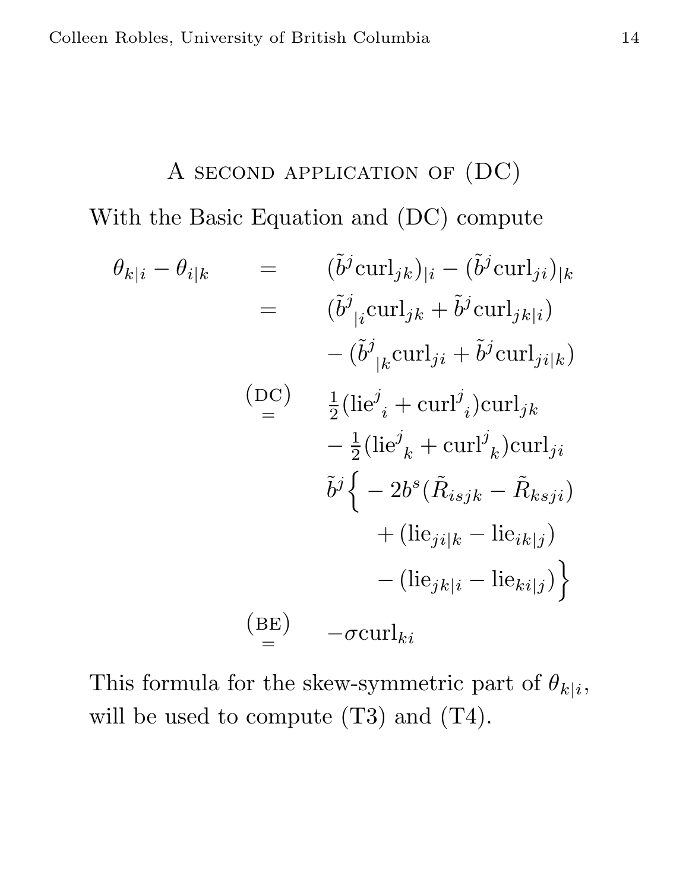## A second application of (DC)

With the Basic Equation and (DC) compute

$$
\begin{aligned}
\theta_{k|i} - \theta_{i|k} \quad &= \quad (\tilde{b}^j \mathrm{curl}_{jk})_{|i} - (\tilde{b}^j \mathrm{curl}_{ji})_{|k} \\
&= \quad (\tilde{b}^j{}_{|i} \mathrm{curl}_{jk} + \tilde{b}^j \mathrm{curl}_{jk|i}) \\
&\qquad - (\tilde{b}^j{}_{|k} \mathrm{curl}_{ji} + \tilde{b}^j \mathrm{curl}_{ji|k}) \\
&\overset{(\mathrm{DC})}{=} \quad \tfrac{1}{2}(\mathrm{lie}^j{}_i + \mathrm{curl}^j{}_i)\mathrm{curl}_{jk} \\
&\qquad - \tfrac{1}{2}(\mathrm{lie}^j{}_k + \mathrm{curl}^j{}_k)\mathrm{curl}_{ji} \\
&\qquad \tilde{b}^j \Big\{ - 2b^s(\tilde{R}_{isjk} - \tilde{R}_{ksji}) \\
&\qquad\qquad + (\mathrm{lie}_{ji|k} - \mathrm{lie}_{ik|j}) \\
&\qquad\qquad - (\mathrm{lie}_{jk|i} - \mathrm{lie}_{ki|j}) \Big\} \\
&\overset{(\mathrm{BE})}{=} \quad -\sigma \mathrm{curl}_{ki}
\end{aligned}
$$

This formula for the skew-symmetric part of $\theta_{k|i}$, will be used to compute (T3) and (T4).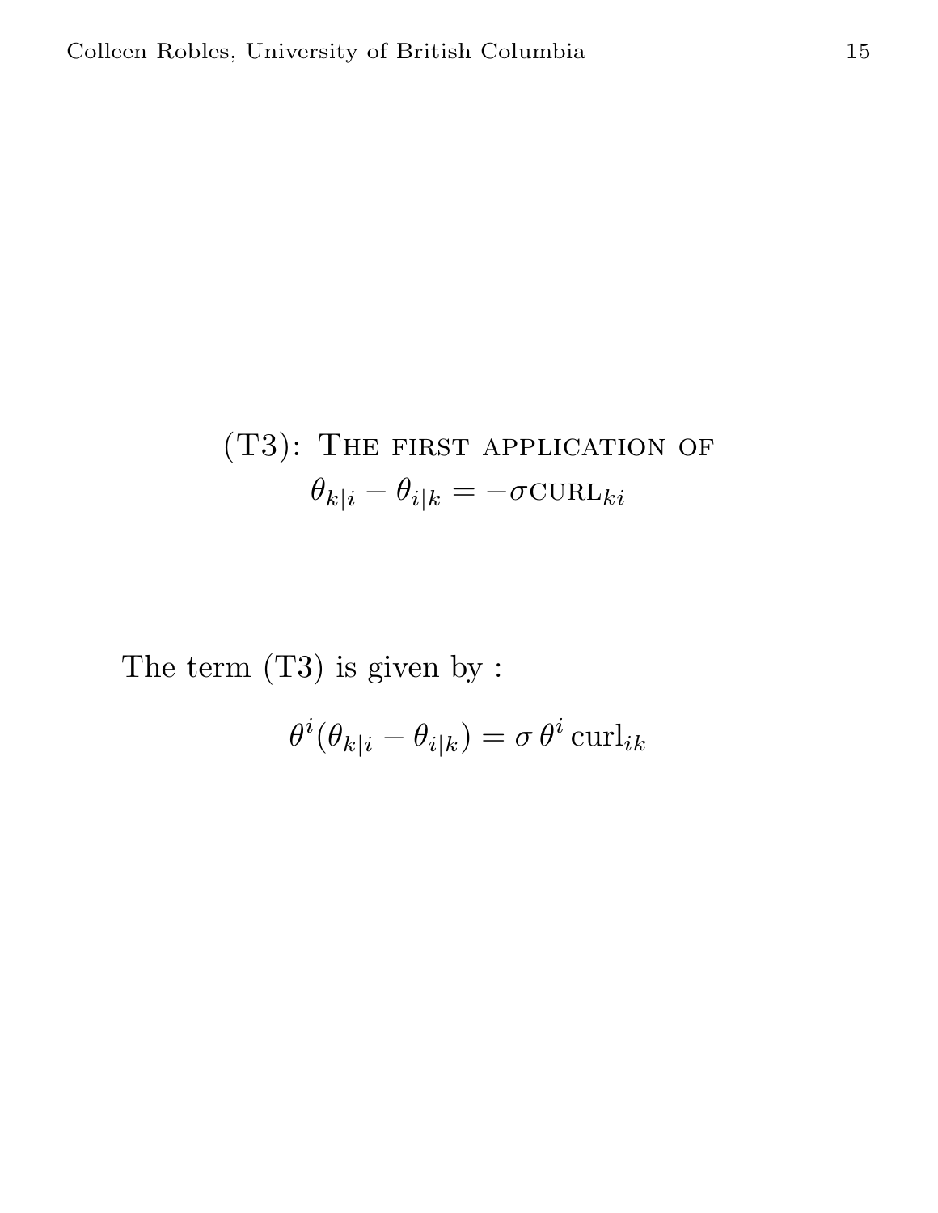## (T3): The first application of $\theta_{k|i} - \theta_{i|k} = -\sigma \text{CURL}_{ki}$

The term (T3) is given by :

$$\theta^i(\theta_{k|i} - \theta_{i|k}) = \sigma\, \theta^i\, \mathrm{curl}_{ik}$$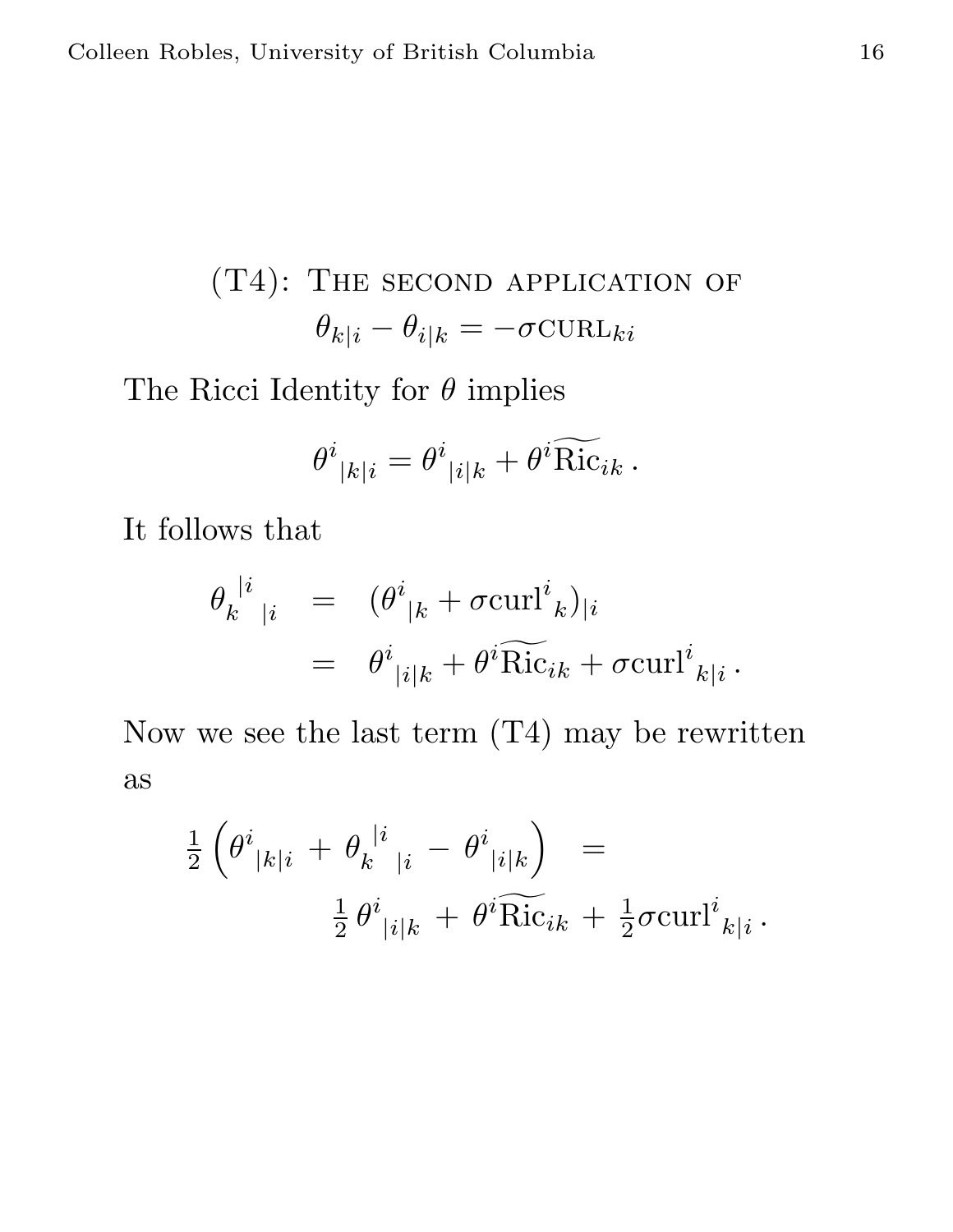## (T4): The second application of $\theta_{k|i} - \theta_{i|k} = -\sigma \text{CURL}_{ki}$

The Ricci Identity for $\theta$ implies

$$\theta^i{}_{|k|i} = \theta^i{}_{|i|k} + \theta^i \widetilde{\text{Ric}}_{ik} \,.$$

It follows that

$$\begin{aligned} \theta_k{}^{|i}{}_{|i} &= (\theta^i{}_{|k} + \sigma \text{curl}^i{}_k)_{|i} \\ &= \theta^i{}_{|i|k} + \theta^i \widetilde{\text{Ric}}_{ik} + \sigma \text{curl}^i{}_{k|i} \,. \end{aligned}$$

Now we see the last term (T4) may be rewritten as

$$\begin{aligned} \tfrac{1}{2} \left( \theta^i{}_{|k|i} \, + \, \theta_k{}^{|i}{}_{|i} \, - \, \theta^i{}_{|i|k} \right) \quad &= \\ \tfrac{1}{2} \, \theta^i{}_{|i|k} \, + \, \theta^i \widetilde{\text{Ric}}_{ik} \, &+ \, \tfrac{1}{2} \sigma \text{curl}^i{}_{k|i} \,. \end{aligned}$$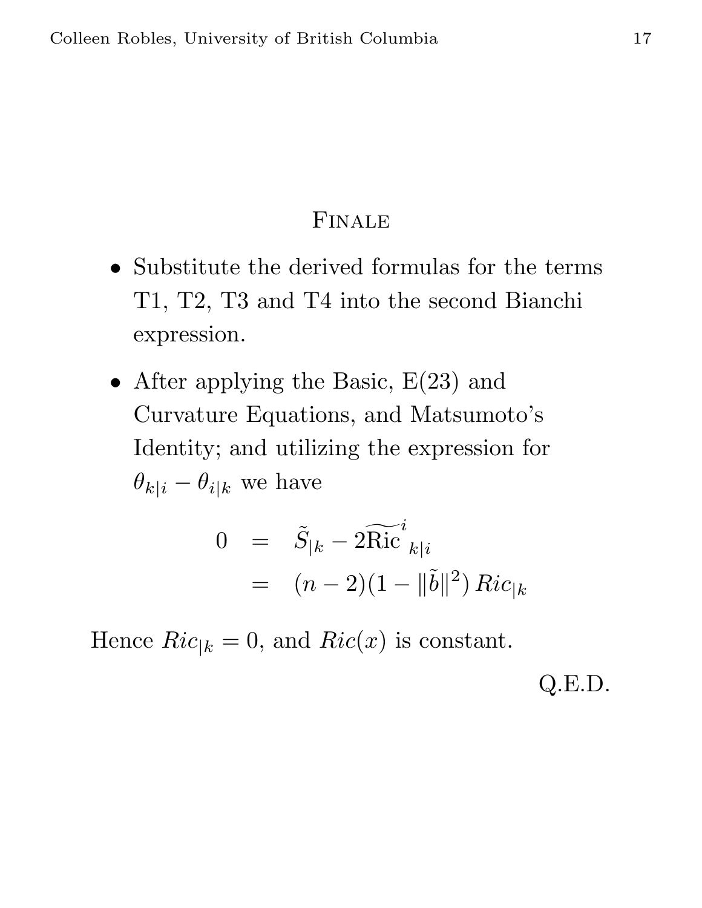## Finale

- Substitute the derived formulas for the terms T1, T2, T3 and T4 into the second Bianchi expression.
- After applying the Basic, E(23) and Curvature Equations, and Matsumoto's Identity; and utilizing the expression for $\theta_{k|i} - \theta_{i|k}$ we have

$$
\begin{aligned}
0 &= \tilde{S}_{|k} - 2\widetilde{\mathrm{Ric}}^{\,i}{}_{k|i} \\
&= (n-2)(1 - \|\tilde{b}\|^2)\, Ric_{|k}
\end{aligned}
$$

Hence $Ric_{|k} = 0$, and $Ric(x)$ is constant.

Q.E.D.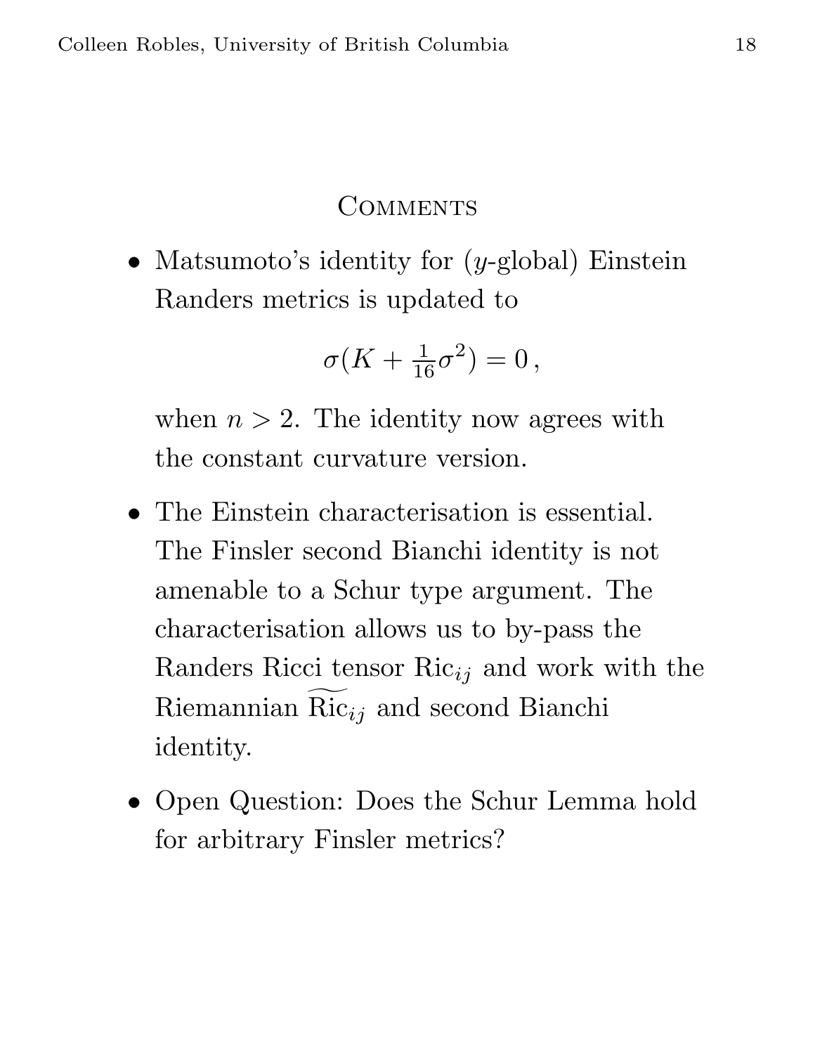## Comments

- Matsumoto's identity for ($y$-global) Einstein Randers metrics is updated to

$$\sigma(K + \tfrac{1}{16}\sigma^2) = 0\,,$$

  when $n > 2$. The identity now agrees with the constant curvature version.

- The Einstein characterisation is essential. The Finsler second Bianchi identity is not amenable to a Schur type argument. The characterisation allows us to by-pass the Randers Ricci tensor $\mathrm{Ric}_{ij}$ and work with the Riemannian $\widetilde{\mathrm{Ric}}_{ij}$ and second Bianchi identity.

- Open Question: Does the Schur Lemma hold for arbitrary Finsler metrics?